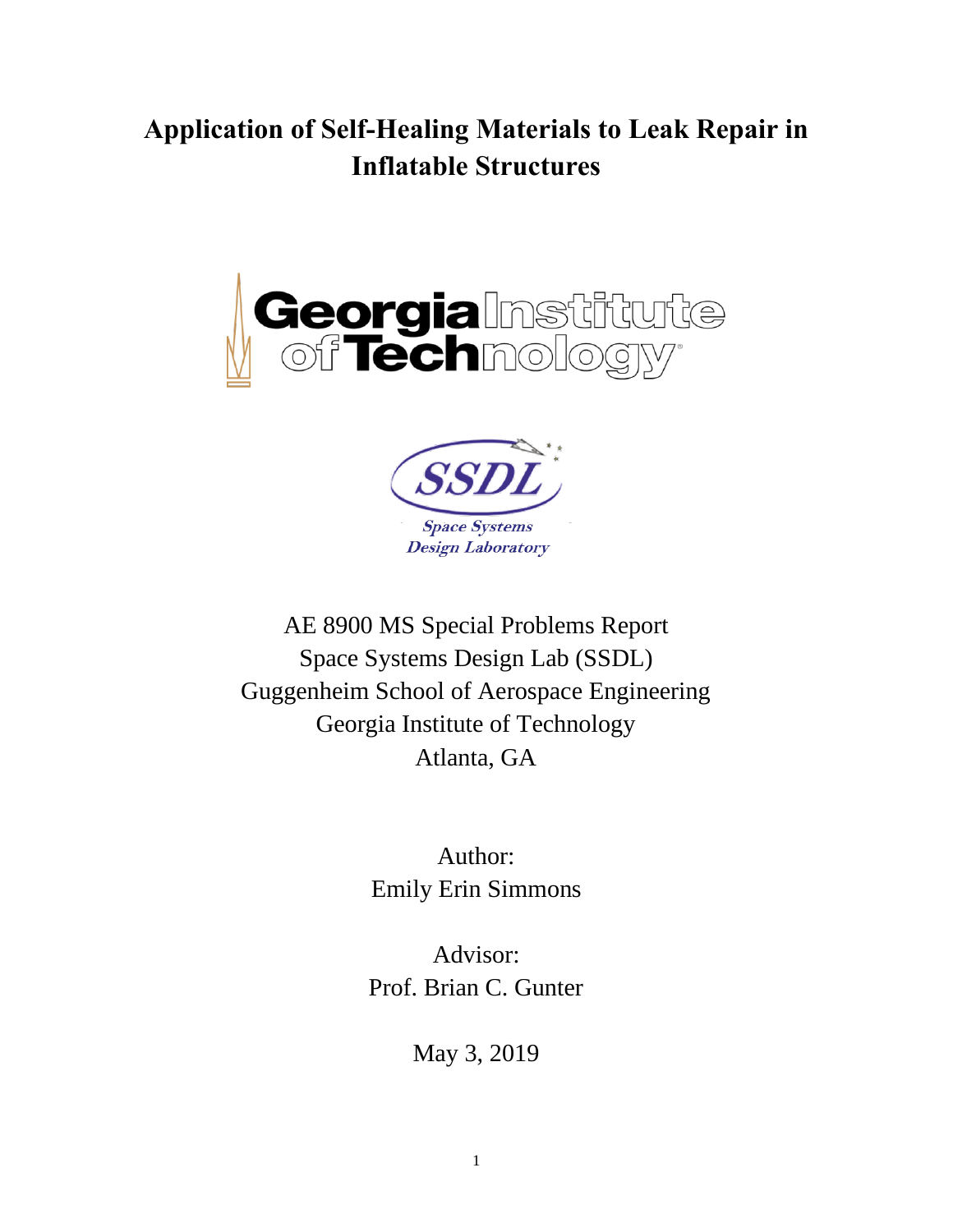# Application of Self-Healing Materials to Leak Repair in Inflatable Structures

AE 8900 MS Special Problems Report
Space Systems Design Lab (SSDL)
Guggenheim School of Aerospace Engineering
Georgia Institute of Technology
Atlanta, GA

Author:
Emily Erin Simmons

Advisor:
Prof. Brian C. Gunter

May 3, 2019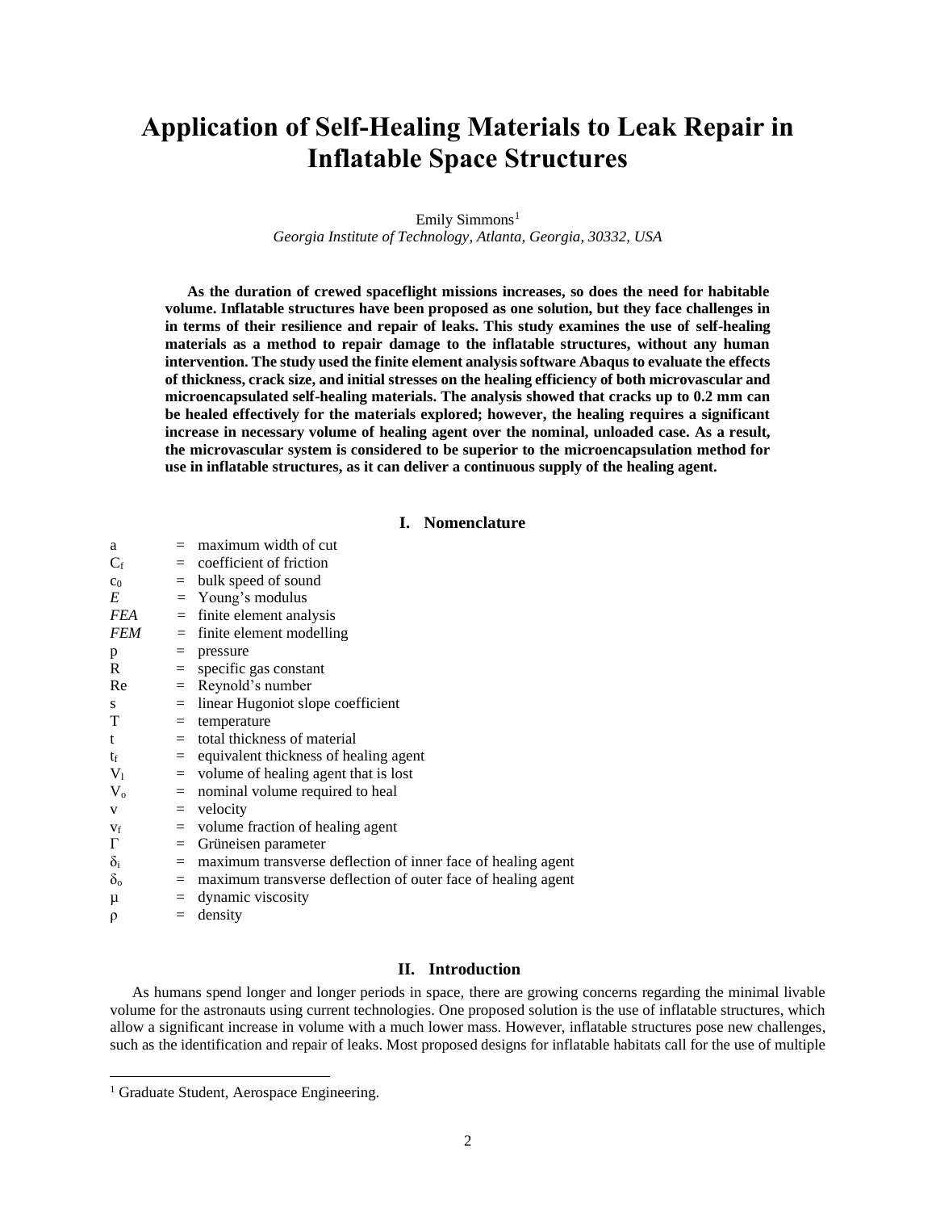# Application of Self-Healing Materials to Leak Repair in Inflatable Space Structures

Emily Simmons[1]
*Georgia Institute of Technology, Atlanta, Georgia, 30332, USA*

**As the duration of crewed spaceflight missions increases, so does the need for habitable volume. Inflatable structures have been proposed as one solution, but they face challenges in in terms of their resilience and repair of leaks. This study examines the use of self-healing materials as a method to repair damage to the inflatable structures, without any human intervention. The study used the finite element analysis software Abaqus to evaluate the effects of thickness, crack size, and initial stresses on the healing efficiency of both microvascular and microencapsulated self-healing materials. The analysis showed that cracks up to 0.2 mm can be healed effectively for the materials explored; however, the healing requires a significant increase in necessary volume of healing agent over the nominal, unloaded case. As a result, the microvascular system is considered to be superior to the microencapsulation method for use in inflatable structures, as it can deliver a continuous supply of the healing agent.**

## I. Nomenclature

| | | |
|---|---|---|
| $a$ | = | maximum width of cut |
| $C_f$ | = | coefficient of friction |
| $c_0$ | = | bulk speed of sound |
| $E$ | = | Young's modulus |
| *FEA* | = | finite element analysis |
| *FEM* | = | finite element modelling |
| $p$ | = | pressure |
| $R$ | = | specific gas constant |
| $Re$ | = | Reynold's number |
| $s$ | = | linear Hugoniot slope coefficient |
| $T$ | = | temperature |
| $t$ | = | total thickness of material |
| $t_f$ | = | equivalent thickness of healing agent |
| $V_l$ | = | volume of healing agent that is lost |
| $V_o$ | = | nominal volume required to heal |
| $v$ | = | velocity |
| $v_f$ | = | volume fraction of healing agent |
| $\Gamma$ | = | Grüneisen parameter |
| $\delta_i$ | = | maximum transverse deflection of inner face of healing agent |
| $\delta_o$ | = | maximum transverse deflection of outer face of healing agent |
| $\mu$ | = | dynamic viscosity |
| $\rho$ | = | density |

## II. Introduction

As humans spend longer and longer periods in space, there are growing concerns regarding the minimal livable volume for the astronauts using current technologies. One proposed solution is the use of inflatable structures, which allow a significant increase in volume with a much lower mass. However, inflatable structures pose new challenges, such as the identification and repair of leaks. Most proposed designs for inflatable habitats call for the use of multiple

[1] Graduate Student, Aerospace Engineering.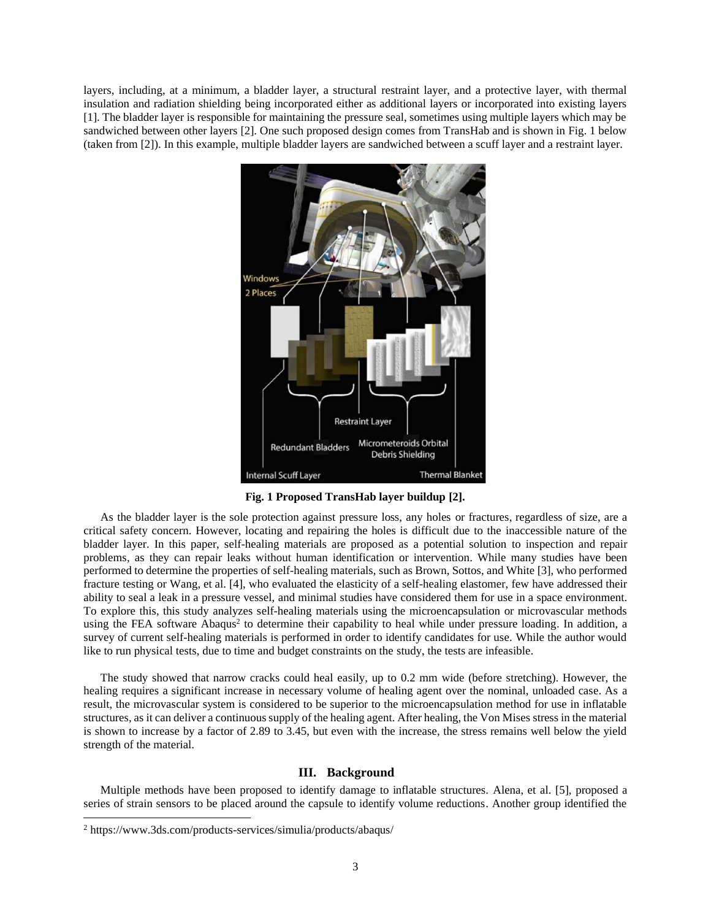layers, including, at a minimum, a bladder layer, a structural restraint layer, and a protective layer, with thermal insulation and radiation shielding being incorporated either as additional layers or incorporated into existing layers [1]. The bladder layer is responsible for maintaining the pressure seal, sometimes using multiple layers which may be sandwiched between other layers [2]. One such proposed design comes from TransHab and is shown in Fig. 1 below (taken from [2]). In this example, multiple bladder layers are sandwiched between a scuff layer and a restraint layer.

**Fig. 1 Proposed TransHab layer buildup [2].**

As the bladder layer is the sole protection against pressure loss, any holes or fractures, regardless of size, are a critical safety concern. However, locating and repairing the holes is difficult due to the inaccessible nature of the bladder layer. In this paper, self-healing materials are proposed as a potential solution to inspection and repair problems, as they can repair leaks without human identification or intervention. While many studies have been performed to determine the properties of self-healing materials, such as Brown, Sottos, and White [3], who performed fracture testing or Wang, et al. [4], who evaluated the elasticity of a self-healing elastomer, few have addressed their ability to seal a leak in a pressure vessel, and minimal studies have considered them for use in a space environment. To explore this, this study analyzes self-healing materials using the microencapsulation or microvascular methods using the FEA software Abaqus[2] to determine their capability to heal while under pressure loading. In addition, a survey of current self-healing materials is performed in order to identify candidates for use. While the author would like to run physical tests, due to time and budget constraints on the study, the tests are infeasible.

The study showed that narrow cracks could heal easily, up to 0.2 mm wide (before stretching). However, the healing requires a significant increase in necessary volume of healing agent over the nominal, unloaded case. As a result, the microvascular system is considered to be superior to the microencapsulation method for use in inflatable structures, as it can deliver a continuous supply of the healing agent. After healing, the Von Mises stress in the material is shown to increase by a factor of 2.89 to 3.45, but even with the increase, the stress remains well below the yield strength of the material.

## III. Background

Multiple methods have been proposed to identify damage to inflatable structures. Alena, et al. [5], proposed a series of strain sensors to be placed around the capsule to identify volume reductions. Another group identified the

[2] https://www.3ds.com/products-services/simulia/products/abaqus/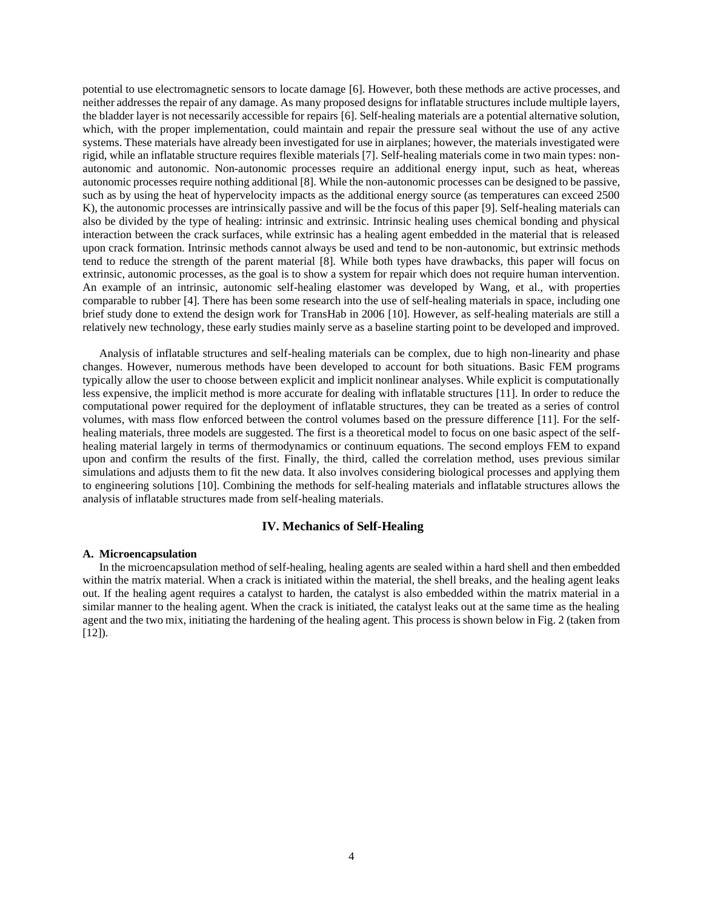potential to use electromagnetic sensors to locate damage [6]. However, both these methods are active processes, and neither addresses the repair of any damage. As many proposed designs for inflatable structures include multiple layers, the bladder layer is not necessarily accessible for repairs [6]. Self-healing materials are a potential alternative solution, which, with the proper implementation, could maintain and repair the pressure seal without the use of any active systems. These materials have already been investigated for use in airplanes; however, the materials investigated were rigid, while an inflatable structure requires flexible materials [7]. Self-healing materials come in two main types: non-autonomic and autonomic. Non-autonomic processes require an additional energy input, such as heat, whereas autonomic processes require nothing additional [8]. While the non-autonomic processes can be designed to be passive, such as by using the heat of hypervelocity impacts as the additional energy source (as temperatures can exceed 2500 K), the autonomic processes are intrinsically passive and will be the focus of this paper [9]. Self-healing materials can also be divided by the type of healing: intrinsic and extrinsic. Intrinsic healing uses chemical bonding and physical interaction between the crack surfaces, while extrinsic has a healing agent embedded in the material that is released upon crack formation. Intrinsic methods cannot always be used and tend to be non-autonomic, but extrinsic methods tend to reduce the strength of the parent material [8]. While both types have drawbacks, this paper will focus on extrinsic, autonomic processes, as the goal is to show a system for repair which does not require human intervention. An example of an intrinsic, autonomic self-healing elastomer was developed by Wang, et al., with properties comparable to rubber [4]. There has been some research into the use of self-healing materials in space, including one brief study done to extend the design work for TransHab in 2006 [10]. However, as self-healing materials are still a relatively new technology, these early studies mainly serve as a baseline starting point to be developed and improved.

Analysis of inflatable structures and self-healing materials can be complex, due to high non-linearity and phase changes. However, numerous methods have been developed to account for both situations. Basic FEM programs typically allow the user to choose between explicit and implicit nonlinear analyses. While explicit is computationally less expensive, the implicit method is more accurate for dealing with inflatable structures [11]. In order to reduce the computational power required for the deployment of inflatable structures, they can be treated as a series of control volumes, with mass flow enforced between the control volumes based on the pressure difference [11]. For the self-healing materials, three models are suggested. The first is a theoretical model to focus on one basic aspect of the self-healing material largely in terms of thermodynamics or continuum equations. The second employs FEM to expand upon and confirm the results of the first. Finally, the third, called the correlation method, uses previous similar simulations and adjusts them to fit the new data. It also involves considering biological processes and applying them to engineering solutions [10]. Combining the methods for self-healing materials and inflatable structures allows the analysis of inflatable structures made from self-healing materials.

## IV. Mechanics of Self-Healing

### A. Microencapsulation

In the microencapsulation method of self-healing, healing agents are sealed within a hard shell and then embedded within the matrix material. When a crack is initiated within the material, the shell breaks, and the healing agent leaks out. If the healing agent requires a catalyst to harden, the catalyst is also embedded within the matrix material in a similar manner to the healing agent. When the crack is initiated, the catalyst leaks out at the same time as the healing agent and the two mix, initiating the hardening of the healing agent. This process is shown below in Fig. 2 (taken from [12]).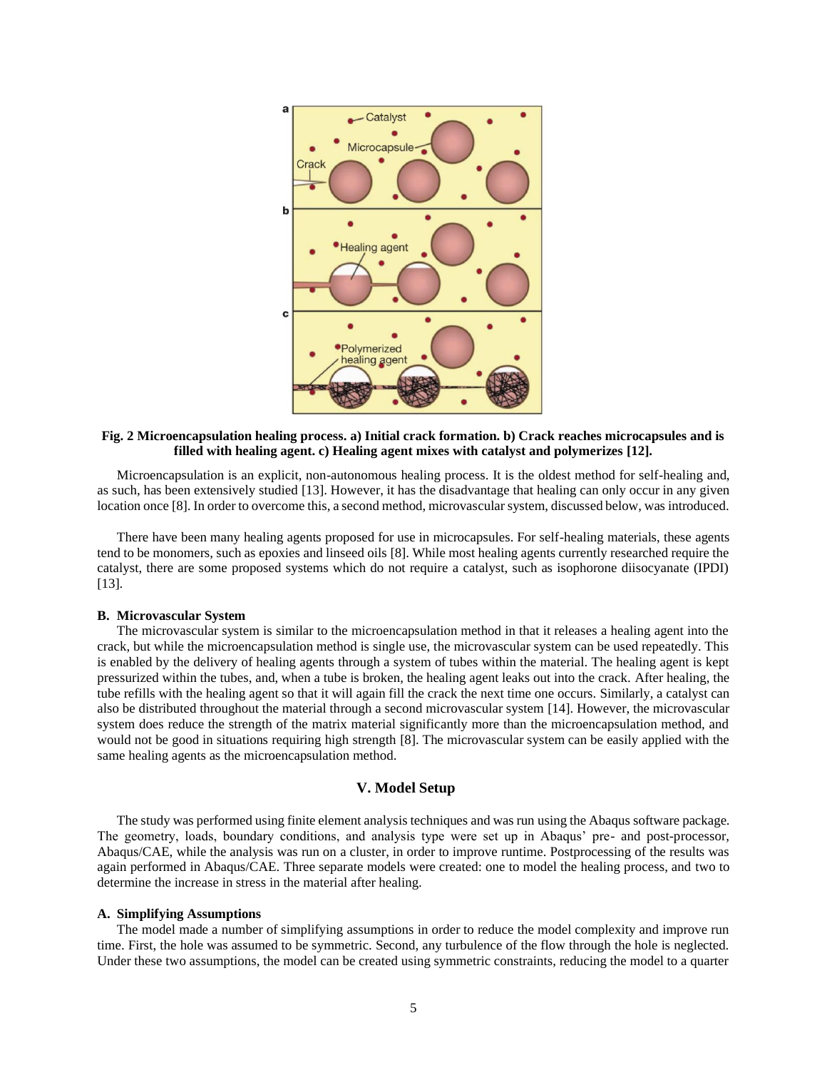**Fig. 2 Microencapsulation healing process. a) Initial crack formation. b) Crack reaches microcapsules and is filled with healing agent. c) Healing agent mixes with catalyst and polymerizes [12].**

Microencapsulation is an explicit, non-autonomous healing process. It is the oldest method for self-healing and, as such, has been extensively studied [13]. However, it has the disadvantage that healing can only occur in any given location once [8]. In order to overcome this, a second method, microvascular system, discussed below, was introduced.

There have been many healing agents proposed for use in microcapsules. For self-healing materials, these agents tend to be monomers, such as epoxies and linseed oils [8]. While most healing agents currently researched require the catalyst, there are some proposed systems which do not require a catalyst, such as isophorone diisocyanate (IPDI) [13].

### B. Microvascular System

The microvascular system is similar to the microencapsulation method in that it releases a healing agent into the crack, but while the microencapsulation method is single use, the microvascular system can be used repeatedly. This is enabled by the delivery of healing agents through a system of tubes within the material. The healing agent is kept pressurized within the tubes, and, when a tube is broken, the healing agent leaks out into the crack. After healing, the tube refills with the healing agent so that it will again fill the crack the next time one occurs. Similarly, a catalyst can also be distributed throughout the material through a second microvascular system [14]. However, the microvascular system does reduce the strength of the matrix material significantly more than the microencapsulation method, and would not be good in situations requiring high strength [8]. The microvascular system can be easily applied with the same healing agents as the microencapsulation method.

## V. Model Setup

The study was performed using finite element analysis techniques and was run using the Abaqus software package. The geometry, loads, boundary conditions, and analysis type were set up in Abaqus' pre- and post-processor, Abaqus/CAE, while the analysis was run on a cluster, in order to improve runtime. Postprocessing of the results was again performed in Abaqus/CAE. Three separate models were created: one to model the healing process, and two to determine the increase in stress in the material after healing.

### A. Simplifying Assumptions

The model made a number of simplifying assumptions in order to reduce the model complexity and improve run time. First, the hole was assumed to be symmetric. Second, any turbulence of the flow through the hole is neglected. Under these two assumptions, the model can be created using symmetric constraints, reducing the model to a quarter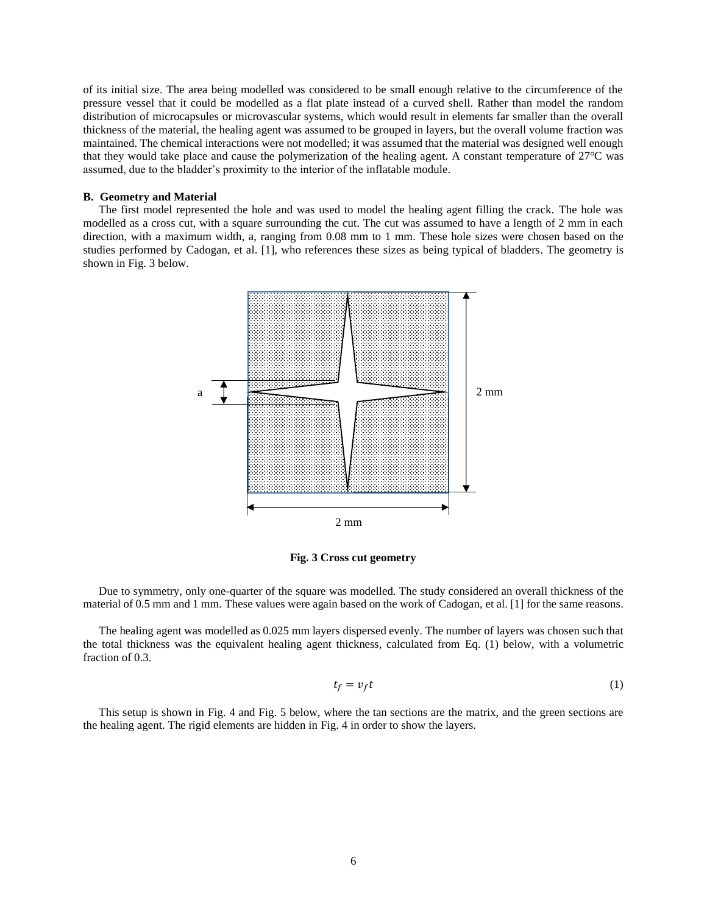of its initial size. The area being modelled was considered to be small enough relative to the circumference of the pressure vessel that it could be modelled as a flat plate instead of a curved shell. Rather than model the random distribution of microcapsules or microvascular systems, which would result in elements far smaller than the overall thickness of the material, the healing agent was assumed to be grouped in layers, but the overall volume fraction was maintained. The chemical interactions were not modelled; it was assumed that the material was designed well enough that they would take place and cause the polymerization of the healing agent. A constant temperature of 27°C was assumed, due to the bladder's proximity to the interior of the inflatable module.

### B. Geometry and Material

The first model represented the hole and was used to model the healing agent filling the crack. The hole was modelled as a cross cut, with a square surrounding the cut. The cut was assumed to have a length of 2 mm in each direction, with a maximum width, a, ranging from 0.08 mm to 1 mm. These hole sizes were chosen based on the studies performed by Cadogan, et al. [1], who references these sizes as being typical of bladders. The geometry is shown in Fig. 3 below.

**Fig. 3 Cross cut geometry**

Due to symmetry, only one-quarter of the square was modelled. The study considered an overall thickness of the material of 0.5 mm and 1 mm. These values were again based on the work of Cadogan, et al. [1] for the same reasons.

The healing agent was modelled as 0.025 mm layers dispersed evenly. The number of layers was chosen such that the total thickness was the equivalent healing agent thickness, calculated from Eq. (1) below, with a volumetric fraction of 0.3.

$$t_f = v_f t \tag{1}$$

This setup is shown in Fig. 4 and Fig. 5 below, where the tan sections are the matrix, and the green sections are the healing agent. The rigid elements are hidden in Fig. 4 in order to show the layers.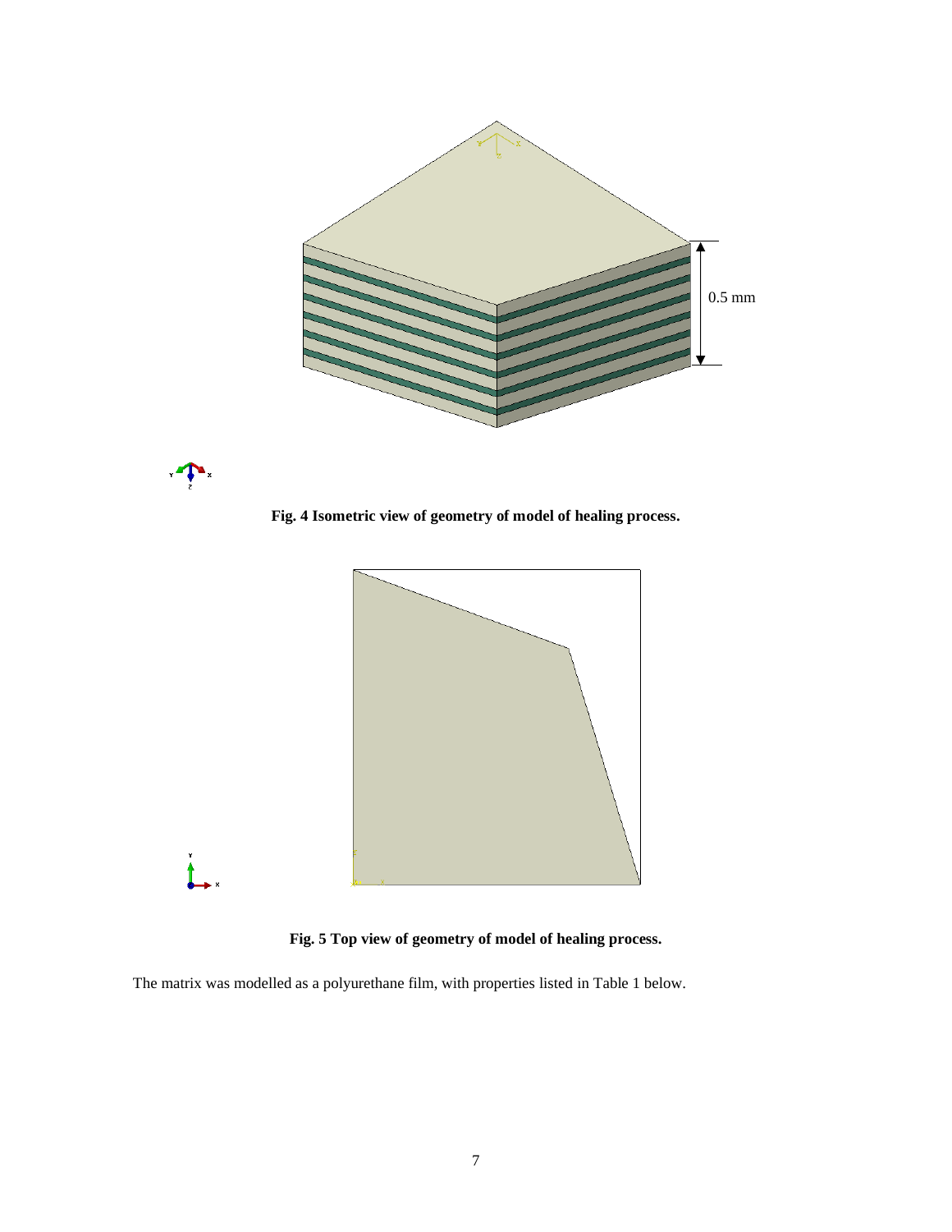Fig. 4 Isometric view of geometry of model of healing process.

Fig. 5 Top view of geometry of model of healing process.

The matrix was modelled as a polyurethane film, with properties listed in Table 1 below.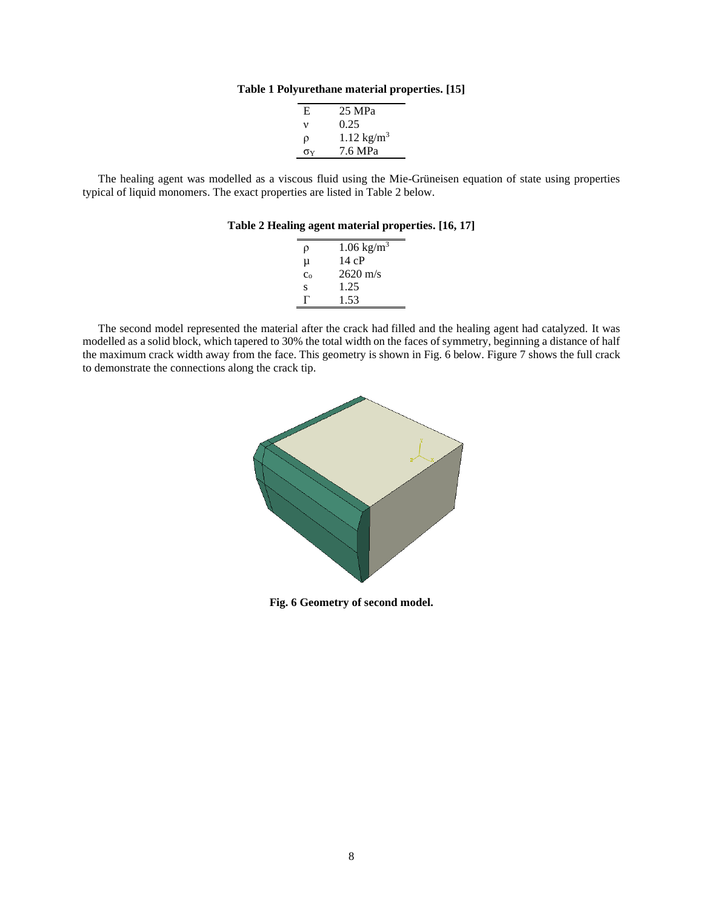**Table 1 Polyurethane material properties. [15]**

| | |
|---|---|
| E | 25 MPa |
| ν | 0.25 |
| ρ | 1.12 kg/m$^3$ |
| $\sigma_Y$ | 7.6 MPa |

The healing agent was modelled as a viscous fluid using the Mie-Grüneisen equation of state using properties typical of liquid monomers. The exact properties are listed in Table 2 below.

**Table 2 Healing agent material properties. [16, 17]**

| | |
|---|---|
| ρ | 1.06 kg/m$^3$ |
| μ | 14 cP |
| $c_o$ | 2620 m/s |
| s | 1.25 |
| Γ | 1.53 |

The second model represented the material after the crack had filled and the healing agent had catalyzed. It was modelled as a solid block, which tapered to 30% the total width on the faces of symmetry, beginning a distance of half the maximum crack width away from the face. This geometry is shown in Fig. 6 below. Figure 7 shows the full crack to demonstrate the connections along the crack tip.

**Fig. 6 Geometry of second model.**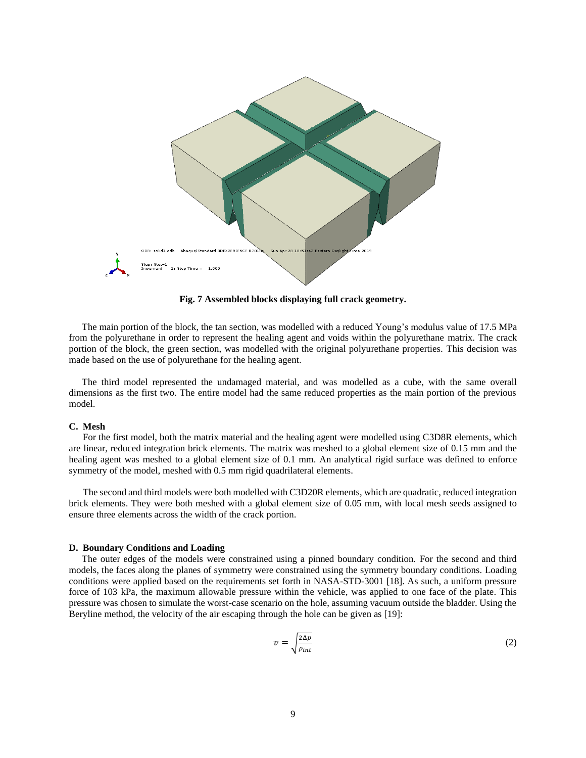**Fig. 7 Assembled blocks displaying full crack geometry.**

The main portion of the block, the tan section, was modelled with a reduced Young's modulus value of 17.5 MPa from the polyurethane in order to represent the healing agent and voids within the polyurethane matrix. The crack portion of the block, the green section, was modelled with the original polyurethane properties. This decision was made based on the use of polyurethane for the healing agent.

The third model represented the undamaged material, and was modelled as a cube, with the same overall dimensions as the first two. The entire model had the same reduced properties as the main portion of the previous model.

### C. Mesh

For the first model, both the matrix material and the healing agent were modelled using C3D8R elements, which are linear, reduced integration brick elements. The matrix was meshed to a global element size of 0.15 mm and the healing agent was meshed to a global element size of 0.1 mm. An analytical rigid surface was defined to enforce symmetry of the model, meshed with 0.5 mm rigid quadrilateral elements.

The second and third models were both modelled with C3D20R elements, which are quadratic, reduced integration brick elements. They were both meshed with a global element size of 0.05 mm, with local mesh seeds assigned to ensure three elements across the width of the crack portion.

### D. Boundary Conditions and Loading

The outer edges of the models were constrained using a pinned boundary condition. For the second and third models, the faces along the planes of symmetry were constrained using the symmetry boundary conditions. Loading conditions were applied based on the requirements set forth in NASA-STD-3001 [18]. As such, a uniform pressure force of 103 kPa, the maximum allowable pressure within the vehicle, was applied to one face of the plate. This pressure was chosen to simulate the worst-case scenario on the hole, assuming vacuum outside the bladder. Using the Beryline method, the velocity of the air escaping through the hole can be given as [19]:

$$v = \sqrt{\frac{2\Delta p}{\rho_{int}}} \tag{2}$$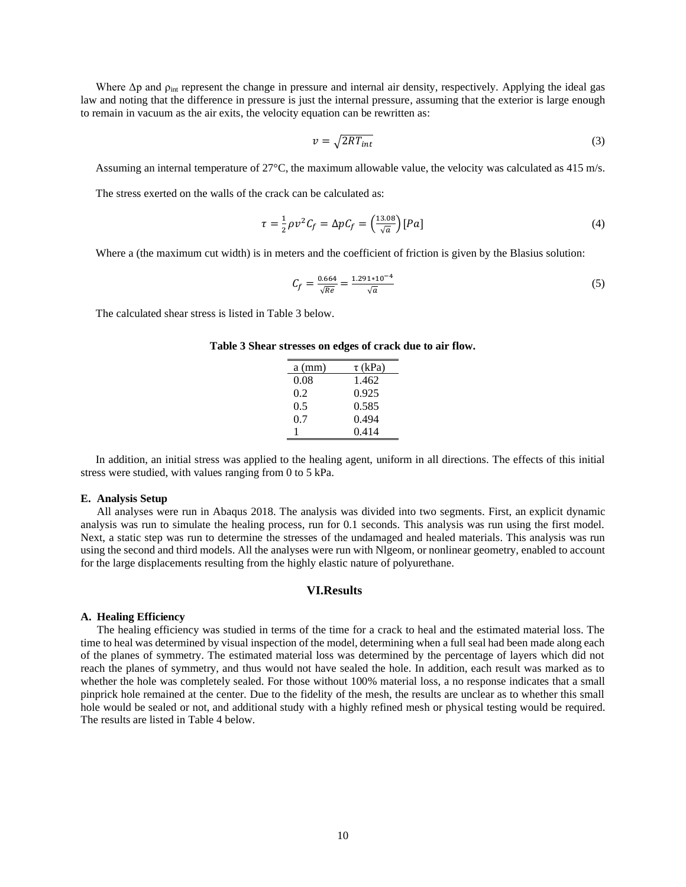Where Δp and $\rho_{int}$ represent the change in pressure and internal air density, respectively. Applying the ideal gas law and noting that the difference in pressure is just the internal pressure, assuming that the exterior is large enough to remain in vacuum as the air exits, the velocity equation can be rewritten as:

$$v = \sqrt{2RT_{int}} \tag{3}$$

Assuming an internal temperature of 27°C, the maximum allowable value, the velocity was calculated as 415 m/s.

The stress exerted on the walls of the crack can be calculated as:

$$\tau = \frac{1}{2}\rho v^2 C_f = \Delta p C_f = \left(\frac{13.08}{\sqrt{a}}\right)[Pa] \tag{4}$$

Where a (the maximum cut width) is in meters and the coefficient of friction is given by the Blasius solution:

$$C_f = \frac{0.664}{\sqrt{Re}} = \frac{1.291 * 10^{-4}}{\sqrt{a}} \tag{5}$$

The calculated shear stress is listed in Table 3 below.

**Table 3 Shear stresses on edges of crack due to air flow.**

| a (mm) | τ (kPa) |
|---|---|
| 0.08 | 1.462 |
| 0.2 | 0.925 |
| 0.5 | 0.585 |
| 0.7 | 0.494 |
| 1 | 0.414 |

In addition, an initial stress was applied to the healing agent, uniform in all directions. The effects of this initial stress were studied, with values ranging from 0 to 5 kPa.

### E. Analysis Setup

All analyses were run in Abaqus 2018. The analysis was divided into two segments. First, an explicit dynamic analysis was run to simulate the healing process, run for 0.1 seconds. This analysis was run using the first model. Next, a static step was run to determine the stresses of the undamaged and healed materials. This analysis was run using the second and third models. All the analyses were run with Nlgeom, or nonlinear geometry, enabled to account for the large displacements resulting from the highly elastic nature of polyurethane.

## VI. Results

### A. Healing Efficiency

The healing efficiency was studied in terms of the time for a crack to heal and the estimated material loss. The time to heal was determined by visual inspection of the model, determining when a full seal had been made along each of the planes of symmetry. The estimated material loss was determined by the percentage of layers which did not reach the planes of symmetry, and thus would not have sealed the hole. In addition, each result was marked as to whether the hole was completely sealed. For those without 100% material loss, a no response indicates that a small pinprick hole remained at the center. Due to the fidelity of the mesh, the results are unclear as to whether this small hole would be sealed or not, and additional study with a highly refined mesh or physical testing would be required. The results are listed in Table 4 below.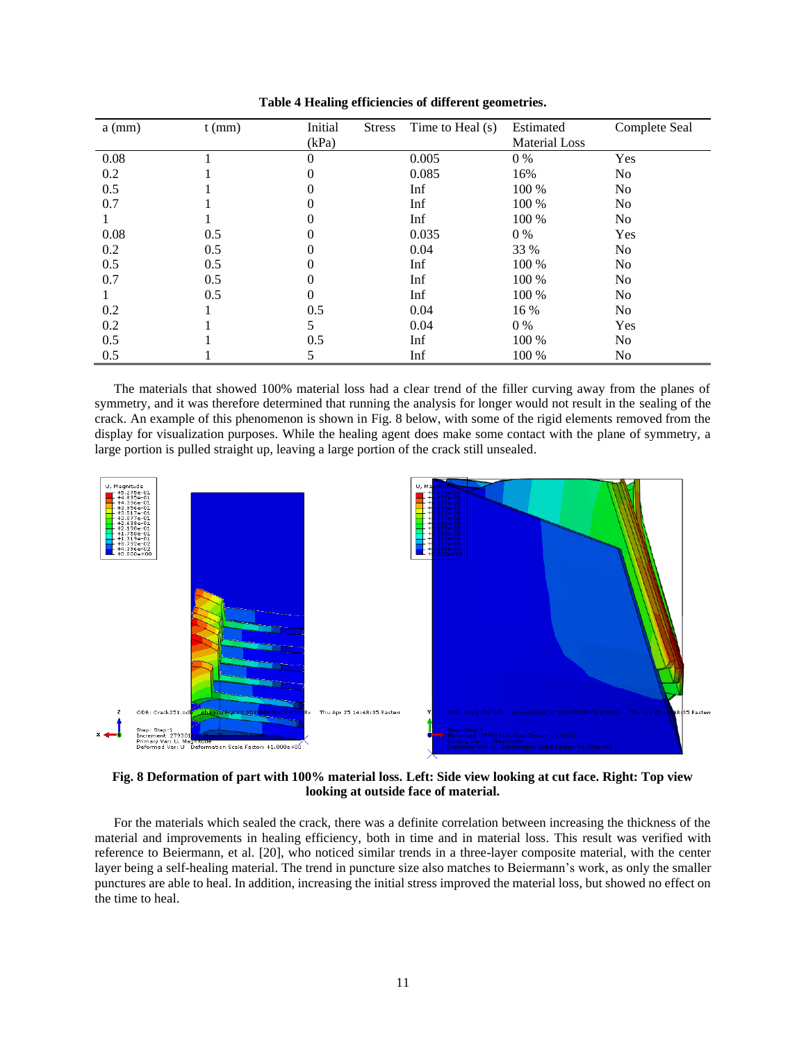**Table 4 Healing efficiencies of different geometries.**

| a (mm) | t (mm) | Initial Stress (kPa) | Time to Heal (s) | Estimated Material Loss | Complete Seal |
|---|---|---|---|---|---|
| 0.08 | 1 | 0 | 0.005 | 0 % | Yes |
| 0.2 | 1 | 0 | 0.085 | 16% | No |
| 0.5 | 1 | 0 | Inf | 100 % | No |
| 0.7 | 1 | 0 | Inf | 100 % | No |
| 1 | 1 | 0 | Inf | 100 % | No |
| 0.08 | 0.5 | 0 | 0.035 | 0 % | Yes |
| 0.2 | 0.5 | 0 | 0.04 | 33 % | No |
| 0.5 | 0.5 | 0 | Inf | 100 % | No |
| 0.7 | 0.5 | 0 | Inf | 100 % | No |
| 1 | 0.5 | 0 | Inf | 100 % | No |
| 0.2 | 1 | 0.5 | 0.04 | 16 % | No |
| 0.2 | 1 | 5 | 0.04 | 0 % | Yes |
| 0.5 | 1 | 0.5 | Inf | 100 % | No |
| 0.5 | 1 | 5 | Inf | 100 % | No |

The materials that showed 100% material loss had a clear trend of the filler curving away from the planes of symmetry, and it was therefore determined that running the analysis for longer would not result in the sealing of the crack. An example of this phenomenon is shown in Fig. 8 below, with some of the rigid elements removed from the display for visualization purposes. While the healing agent does make some contact with the plane of symmetry, a large portion is pulled straight up, leaving a large portion of the crack still unsealed.

**Fig. 8 Deformation of part with 100% material loss. Left: Side view looking at cut face. Right: Top view looking at outside face of material.**

For the materials which sealed the crack, there was a definite correlation between increasing the thickness of the material and improvements in healing efficiency, both in time and in material loss. This result was verified with reference to Beiermann, et al. [20], who noticed similar trends in a three-layer composite material, with the center layer being a self-healing material. The trend in puncture size also matches to Beiermann's work, as only the smaller punctures are able to heal. In addition, increasing the initial stress improved the material loss, but showed no effect on the time to heal.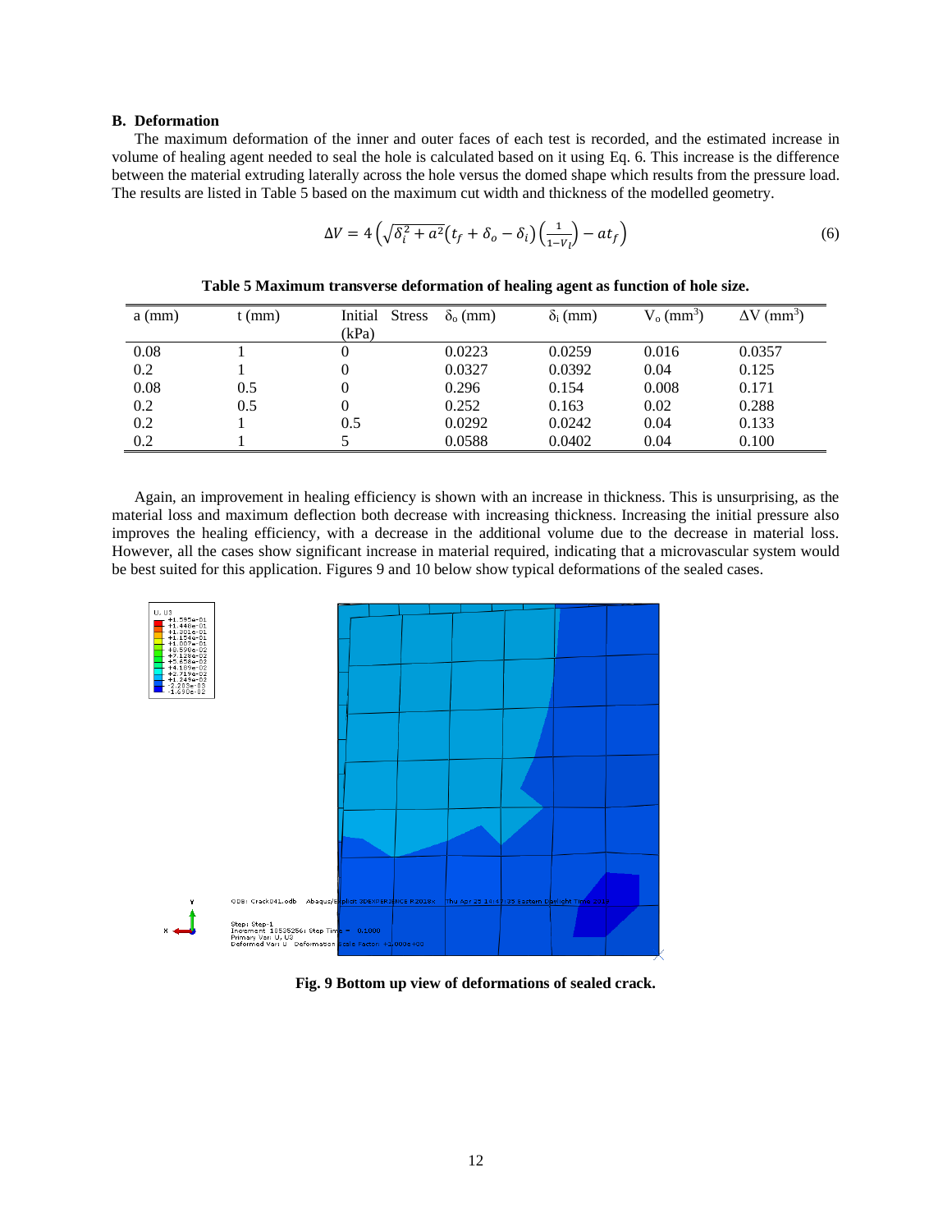### B. Deformation

The maximum deformation of the inner and outer faces of each test is recorded, and the estimated increase in volume of healing agent needed to seal the hole is calculated based on it using Eq. 6. This increase is the difference between the material extruding laterally across the hole versus the domed shape which results from the pressure load. The results are listed in Table 5 based on the maximum cut width and thickness of the modelled geometry.

$$\Delta V = 4\left(\sqrt{\delta_i^2 + a^2}\left(t_f + \delta_o - \delta_i\right)\left(\frac{1}{1-V_l}\right) - at_f\right) \tag{6}$$

**Table 5 Maximum transverse deformation of healing agent as function of hole size.**

| a (mm) | t (mm) | Initial Stress (kPa) | $\delta_o$ (mm) | $\delta_i$ (mm) | $V_o$ (mm$^3$) | $\Delta V$ (mm$^3$) |
|---|---|---|---|---|---|---|
| 0.08 | 1 | 0 | 0.0223 | 0.0259 | 0.016 | 0.0357 |
| 0.2 | 1 | 0 | 0.0327 | 0.0392 | 0.04 | 0.125 |
| 0.08 | 0.5 | 0 | 0.296 | 0.154 | 0.008 | 0.171 |
| 0.2 | 0.5 | 0 | 0.252 | 0.163 | 0.02 | 0.288 |
| 0.2 | 1 | 0.5 | 0.0292 | 0.0242 | 0.04 | 0.133 |
| 0.2 | 1 | 5 | 0.0588 | 0.0402 | 0.04 | 0.100 |

Again, an improvement in healing efficiency is shown with an increase in thickness. This is unsurprising, as the material loss and maximum deflection both decrease with increasing thickness. Increasing the initial pressure also improves the healing efficiency, with a decrease in the additional volume due to the decrease in material loss. However, all the cases show significant increase in material required, indicating that a microvascular system would be best suited for this application. Figures 9 and 10 below show typical deformations of the sealed cases.

**Fig. 9 Bottom up view of deformations of sealed crack.**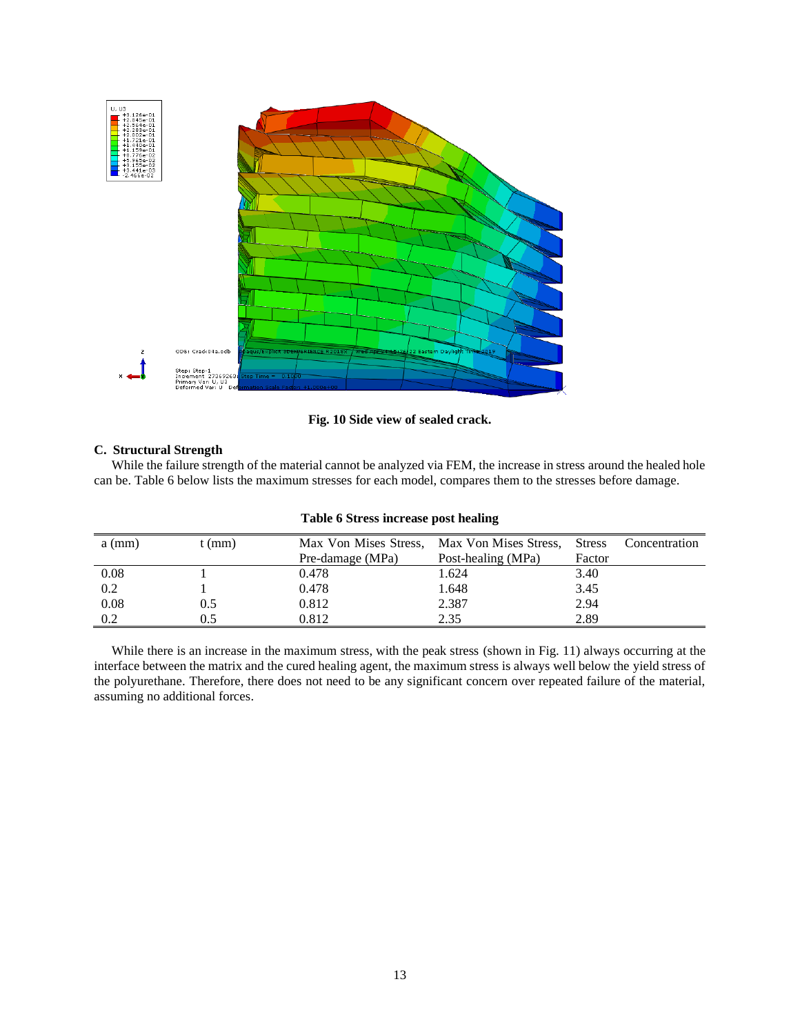Fig. 10 Side view of sealed crack.

### C. Structural Strength

While the failure strength of the material cannot be analyzed via FEM, the increase in stress around the healed hole can be. Table 6 below lists the maximum stresses for each model, compares them to the stresses before damage.

**Table 6 Stress increase post healing**

| a (mm) | t (mm) | Max Von Mises Stress, Pre-damage (MPa) | Max Von Mises Stress, Post-healing (MPa) | Stress Concentration Factor |
|---|---|---|---|---|
| 0.08 | 1 | 0.478 | 1.624 | 3.40 |
| 0.2 | 1 | 0.478 | 1.648 | 3.45 |
| 0.08 | 0.5 | 0.812 | 2.387 | 2.94 |
| 0.2 | 0.5 | 0.812 | 2.35 | 2.89 |

While there is an increase in the maximum stress, with the peak stress (shown in Fig. 11) always occurring at the interface between the matrix and the cured healing agent, the maximum stress is always well below the yield stress of the polyurethane. Therefore, there does not need to be any significant concern over repeated failure of the material, assuming no additional forces.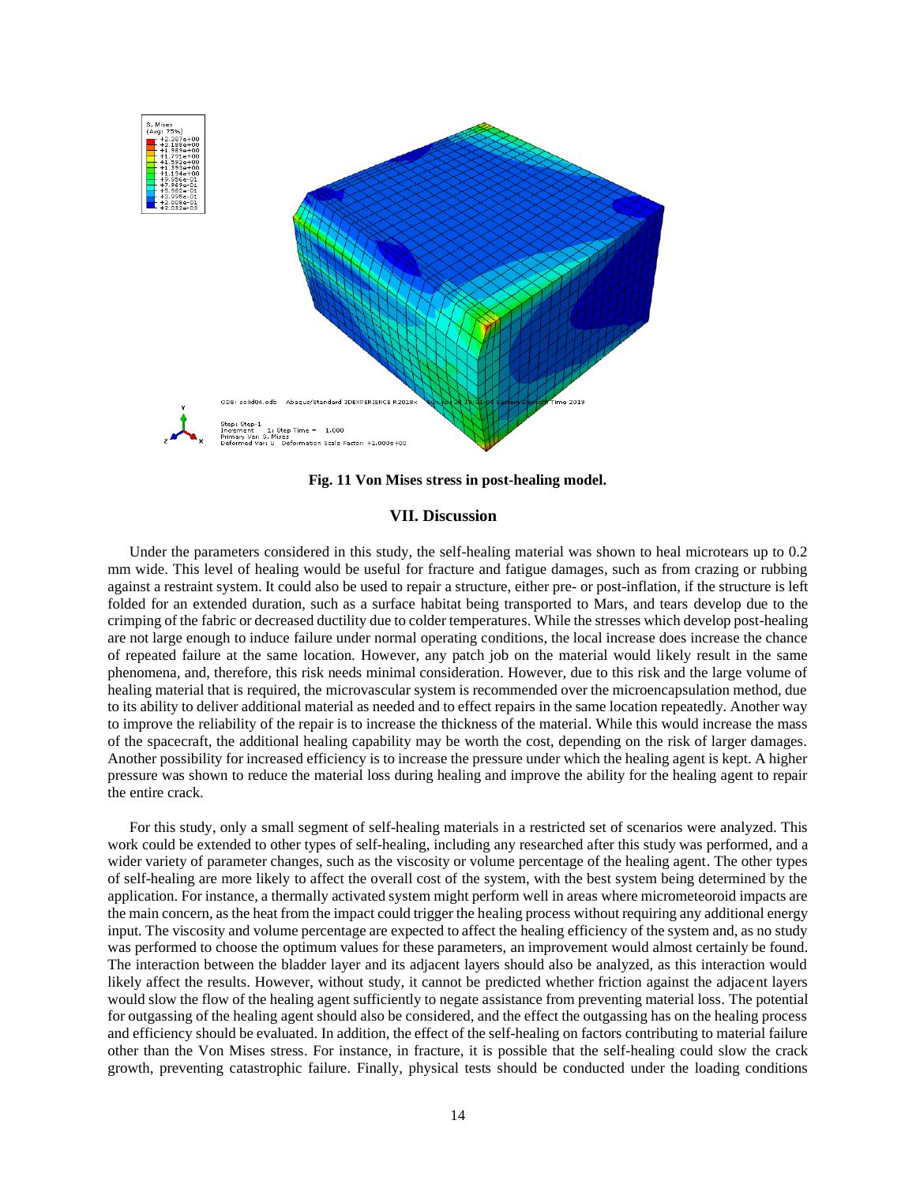Fig. 11 Von Mises stress in post-healing model.

## VII. Discussion

Under the parameters considered in this study, the self-healing material was shown to heal microtears up to 0.2 mm wide. This level of healing would be useful for fracture and fatigue damages, such as from crazing or rubbing against a restraint system. It could also be used to repair a structure, either pre- or post-inflation, if the structure is left folded for an extended duration, such as a surface habitat being transported to Mars, and tears develop due to the crimping of the fabric or decreased ductility due to colder temperatures. While the stresses which develop post-healing are not large enough to induce failure under normal operating conditions, the local increase does increase the chance of repeated failure at the same location. However, any patch job on the material would likely result in the same phenomena, and, therefore, this risk needs minimal consideration. However, due to this risk and the large volume of healing material that is required, the microvascular system is recommended over the microencapsulation method, due to its ability to deliver additional material as needed and to effect repairs in the same location repeatedly. Another way to improve the reliability of the repair is to increase the thickness of the material. While this would increase the mass of the spacecraft, the additional healing capability may be worth the cost, depending on the risk of larger damages. Another possibility for increased efficiency is to increase the pressure under which the healing agent is kept. A higher pressure was shown to reduce the material loss during healing and improve the ability for the healing agent to repair the entire crack.

For this study, only a small segment of self-healing materials in a restricted set of scenarios were analyzed. This work could be extended to other types of self-healing, including any researched after this study was performed, and a wider variety of parameter changes, such as the viscosity or volume percentage of the healing agent. The other types of self-healing are more likely to affect the overall cost of the system, with the best system being determined by the application. For instance, a thermally activated system might perform well in areas where micrometeoroid impacts are the main concern, as the heat from the impact could trigger the healing process without requiring any additional energy input. The viscosity and volume percentage are expected to affect the healing efficiency of the system and, as no study was performed to choose the optimum values for these parameters, an improvement would almost certainly be found. The interaction between the bladder layer and its adjacent layers should also be analyzed, as this interaction would likely affect the results. However, without study, it cannot be predicted whether friction against the adjacent layers would slow the flow of the healing agent sufficiently to negate assistance from preventing material loss. The potential for outgassing of the healing agent should also be considered, and the effect the outgassing has on the healing process and efficiency should be evaluated. In addition, the effect of the self-healing on factors contributing to material failure other than the Von Mises stress. For instance, in fracture, it is possible that the self-healing could slow the crack growth, preventing catastrophic failure. Finally, physical tests should be conducted under the loading conditions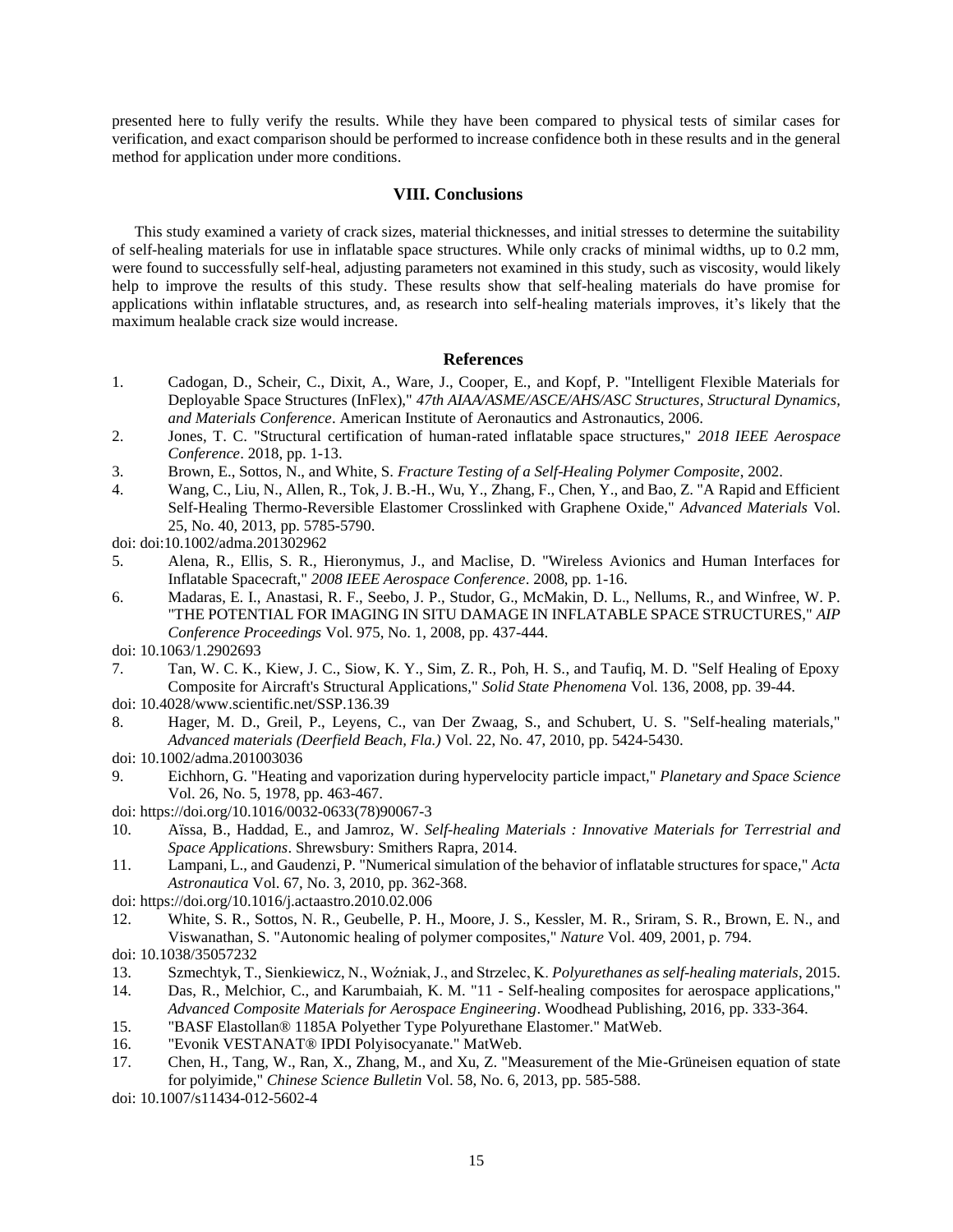presented here to fully verify the results. While they have been compared to physical tests of similar cases for verification, and exact comparison should be performed to increase confidence both in these results and in the general method for application under more conditions.

## VIII. Conclusions

This study examined a variety of crack sizes, material thicknesses, and initial stresses to determine the suitability of self-healing materials for use in inflatable space structures. While only cracks of minimal widths, up to 0.2 mm, were found to successfully self-heal, adjusting parameters not examined in this study, such as viscosity, would likely help to improve the results of this study. These results show that self-healing materials do have promise for applications within inflatable structures, and, as research into self-healing materials improves, it's likely that the maximum healable crack size would increase.

## References

1. Cadogan, D., Scheir, C., Dixit, A., Ware, J., Cooper, E., and Kopf, P. "Intelligent Flexible Materials for Deployable Space Structures (InFlex)," *47th AIAA/ASME/ASCE/AHS/ASC Structures, Structural Dynamics, and Materials Conference*. American Institute of Aeronautics and Astronautics, 2006.
2. Jones, T. C. "Structural certification of human-rated inflatable space structures," *2018 IEEE Aerospace Conference*. 2018, pp. 1-13.
3. Brown, E., Sottos, N., and White, S. *Fracture Testing of a Self-Healing Polymer Composite*, 2002.
4. Wang, C., Liu, N., Allen, R., Tok, J. B.-H., Wu, Y., Zhang, F., Chen, Y., and Bao, Z. "A Rapid and Efficient Self-Healing Thermo-Reversible Elastomer Crosslinked with Graphene Oxide," *Advanced Materials* Vol. 25, No. 40, 2013, pp. 5785-5790.
doi: doi:10.1002/adma.201302962
5. Alena, R., Ellis, S. R., Hieronymus, J., and Maclise, D. "Wireless Avionics and Human Interfaces for Inflatable Spacecraft," *2008 IEEE Aerospace Conference*. 2008, pp. 1-16.
6. Madaras, E. I., Anastasi, R. F., Seebo, J. P., Studor, G., McMakin, D. L., Nellums, R., and Winfree, W. P. "THE POTENTIAL FOR IMAGING IN SITU DAMAGE IN INFLATABLE SPACE STRUCTURES," *AIP Conference Proceedings* Vol. 975, No. 1, 2008, pp. 437-444.
doi: 10.1063/1.2902693
7. Tan, W. C. K., Kiew, J. C., Siow, K. Y., Sim, Z. R., Poh, H. S., and Taufiq, M. D. "Self Healing of Epoxy Composite for Aircraft's Structural Applications," *Solid State Phenomena* Vol. 136, 2008, pp. 39-44.
doi: 10.4028/www.scientific.net/SSP.136.39
8. Hager, M. D., Greil, P., Leyens, C., van Der Zwaag, S., and Schubert, U. S. "Self-healing materials," *Advanced materials (Deerfield Beach, Fla.)* Vol. 22, No. 47, 2010, pp. 5424-5430.
doi: 10.1002/adma.201003036
9. Eichhorn, G. "Heating and vaporization during hypervelocity particle impact," *Planetary and Space Science* Vol. 26, No. 5, 1978, pp. 463-467.
doi: https://doi.org/10.1016/0032-0633(78)90067-3
10. Aïssa, B., Haddad, E., and Jamroz, W. *Self-healing Materials : Innovative Materials for Terrestrial and Space Applications*. Shrewsbury: Smithers Rapra, 2014.
11. Lampani, L., and Gaudenzi, P. "Numerical simulation of the behavior of inflatable structures for space," *Acta Astronautica* Vol. 67, No. 3, 2010, pp. 362-368.
doi: https://doi.org/10.1016/j.actaastro.2010.02.006
12. White, S. R., Sottos, N. R., Geubelle, P. H., Moore, J. S., Kessler, M. R., Sriram, S. R., Brown, E. N., and Viswanathan, S. "Autonomic healing of polymer composites," *Nature* Vol. 409, 2001, p. 794.
doi: 10.1038/35057232
13. Szmechtyk, T., Sienkiewicz, N., Woźniak, J., and Strzelec, K. *Polyurethanes as self-healing materials*, 2015.
14. Das, R., Melchior, C., and Karumbaiah, K. M. "11 - Self-healing composites for aerospace applications," *Advanced Composite Materials for Aerospace Engineering*. Woodhead Publishing, 2016, pp. 333-364.
15. "BASF Elastollan® 1185A Polyether Type Polyurethane Elastomer." MatWeb.
16. "Evonik VESTANAT® IPDI Polyisocyanate." MatWeb.
17. Chen, H., Tang, W., Ran, X., Zhang, M., and Xu, Z. "Measurement of the Mie-Grüneisen equation of state for polyimide," *Chinese Science Bulletin* Vol. 58, No. 6, 2013, pp. 585-588.
doi: 10.1007/s11434-012-5602-4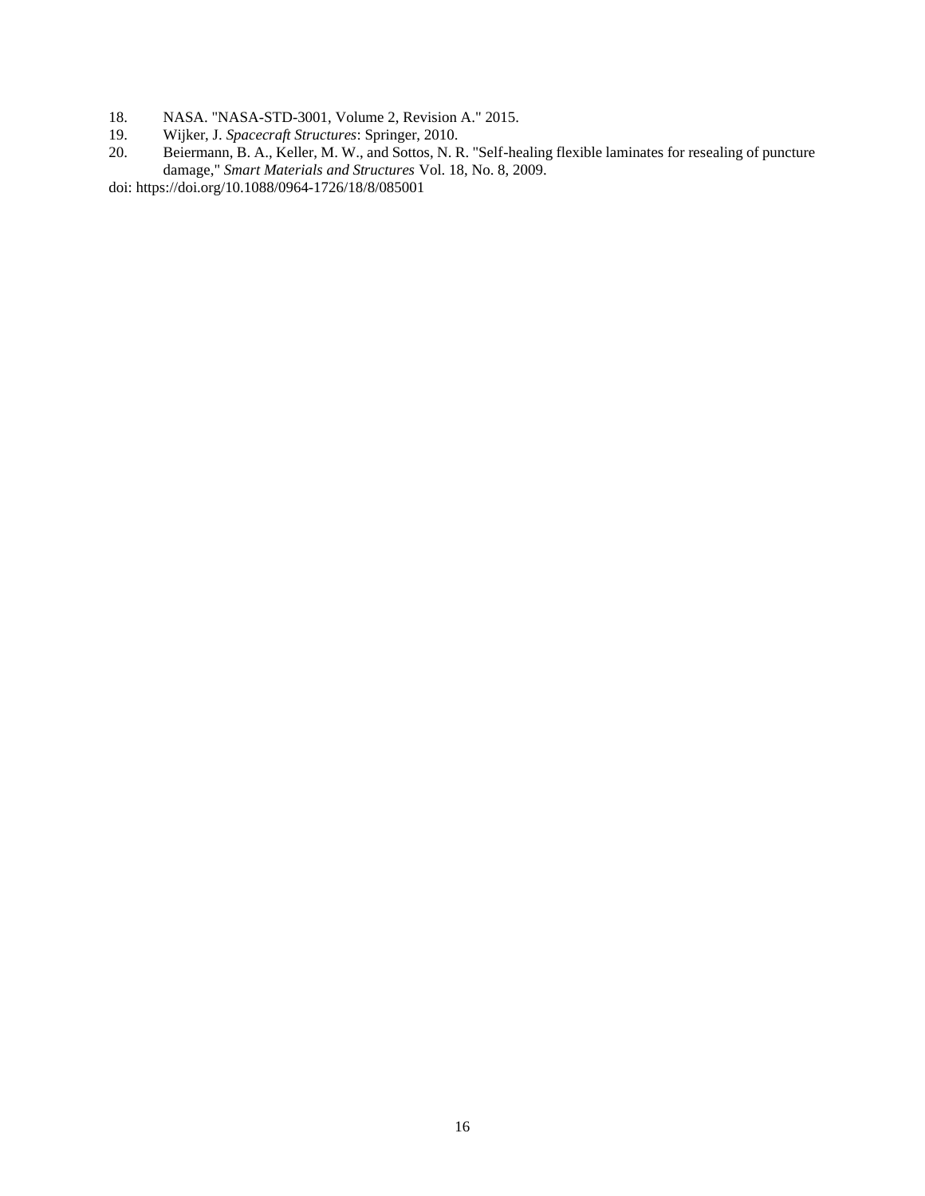18. NASA. "NASA-STD-3001, Volume 2, Revision A." 2015.
19. Wijker, J. *Spacecraft Structures*: Springer, 2010.
20. Beiermann, B. A., Keller, M. W., and Sottos, N. R. "Self-healing flexible laminates for resealing of puncture damage," *Smart Materials and Structures* Vol. 18, No. 8, 2009.

doi: https://doi.org/10.1088/0964-1726/18/8/085001